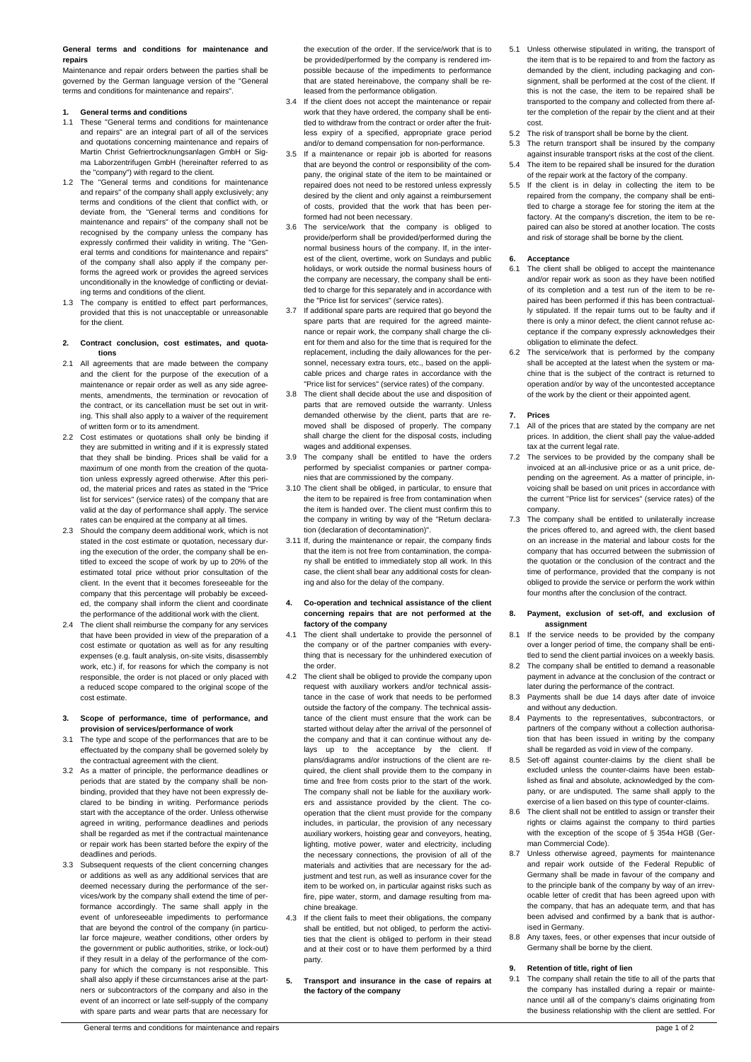**General terms and conditions for maintenance and repairs**

Maintenance and repair orders between the parties shall be governed by the German language version of the "General terms and conditions for maintenance and repairs".

## 1. General terms and conditions

1.1 These "General terms and conditions for maintenance and repairs" are an integral part of all of the services and quotations concerning maintenance and repairs of Martin Christ Gefriertrocknungsanlagen GmbH or Sigma Laborzentrifugen GmbH (hereinafter referred to as the "company") with regard to the client.

1.2 The "General terms and conditions for maintenance and repairs" of the company shall apply exclusively; any terms and conditions of the client that conflict with, or deviate from, the "General terms and conditions for maintenance and repairs" of the company shall not be recognised by the company unless the company has expressly confirmed their validity in writing. The "General terms and conditions for maintenance and repairs" of the company shall also apply if the company performs the agreed work or provides the agreed services unconditionally in the knowledge of conflicting or deviating terms and conditions of the client.

1.3 The company is entitled to effect part performances, provided that this is not unacceptable or unreasonable for the client.

## 2. Contract conclusion, cost estimates, and quotations

2.1 All agreements that are made between the company and the client for the purpose of the execution of a maintenance or repair order as well as any side agreements, amendments, the termination or revocation of the contract, or its cancellation must be set out in writing. This shall also apply to a waiver of the requirement of written form or to its amendment.

2.2 Cost estimates or quotations shall only be binding if they are submitted in writing and if it is expressly stated that they shall be binding. Prices shall be valid for a maximum of one month from the creation of the quotation unless expressly agreed otherwise. After this period, the material prices and rates as stated in the "Price list for services" (service rates) of the company that are valid at the day of performance shall apply. The service rates can be enquired at the company at all times.

2.3 Should the company deem additional work, which is not stated in the cost estimate or quotation, necessary during the execution of the order, the company shall be entitled to exceed the scope of work by up to 20% of the estimated total price without prior consultation of the client. In the event that it becomes foreseeable for the company that this percentage will probably be exceeded, the company shall inform the client and coordinate the performance of the additional work with the client.

2.4 The client shall reimburse the company for any services that have been provided in view of the preparation of a cost estimate or quotation as well as for any resulting expenses (e.g. fault analysis, on-site visits, disassembly work, etc.) if, for reasons for which the company is not responsible, the order is not placed or only placed with a reduced scope compared to the original scope of the cost estimate.

## 3. Scope of performance, time of performance, and provision of services/performance of work

3.1 The type and scope of the performances that are to be effectuated by the company shall be governed solely by the contractual agreement with the client.

3.2 As a matter of principle, the performance deadlines or periods that are stated by the company shall be nonbinding, provided that they have not been expressly declared to be binding in writing. Performance periods start with the acceptance of the order. Unless otherwise agreed in writing, performance deadlines and periods shall be regarded as met if the contractual maintenance or repair work has been started before the expiry of the deadlines and periods.

3.3 Subsequent requests of the client concerning changes or additions as well as any additional services that are deemed necessary during the performance of the services/work by the company shall extend the time of performance accordingly. The same shall apply in the event of unforeseeable impediments to performance that are beyond the control of the company (in particular force majeure, weather conditions, other orders by the government or public authorities, strike, or lock-out) if they result in a delay of the performance of the company for which the company is not responsible. This shall also apply if these circumstances arise at the partners or subcontractors of the company and also in the event of an incorrect or late self-supply of the company with spare parts and wear parts that are necessary for the execution of the order. If the service/work that is to be provided/performed by the company is rendered impossible because of the impediments to performance that are stated hereinabove, the company shall be released from the performance obligation.

3.4 If the client does not accept the maintenance or repair work that they have ordered, the company shall be entitled to withdraw from the contract or order after the fruitless expiry of a specified, appropriate grace period and/or to demand compensation for non-performance.

3.5 If a maintenance or repair job is aborted for reasons that are beyond the control or responsibility of the company, the original state of the item to be maintained or repaired does not need to be restored unless expressly desired by the client and only against a reimbursement of costs, provided that the work that has been performed had not been necessary.

3.6 The service/work that the company is obliged to provide/perform shall be provided/performed during the normal business hours of the company. If, in the interest of the client, overtime, work on Sundays and public holidays, or work outside the normal business hours of the company are necessary, the company shall be entitled to charge for this separately and in accordance with the "Price list for services" (service rates).

3.7 If additional spare parts are required that go beyond the spare parts that are required for the agreed maintenance or repair work, the company shall charge the client for them and also for the time that is required for the replacement, including the daily allowances for the personnel, necessary extra tours, etc., based on the applicable prices and charge rates in accordance with the "Price list for services" (service rates) of the company.

3.8 The client shall decide about the use and disposition of parts that are removed outside the warranty. Unless demanded otherwise by the client, parts that are removed shall be disposed of properly. The company shall charge the client for the disposal costs, including wages and additional expenses.

3.9 The company shall be entitled to have the orders performed by specialist companies or partner companies that are commissioned by the company.

3.10 The client shall be obliged, in particular, to ensure that the item to be repaired is free from contamination when the item is handed over. The client must confirm this to the company in writing by way of the "Return declaration (declaration of decontamination)".

3.11 If, during the maintenance or repair, the company finds that the item is not free from contamination, the company shall be entitled to immediately stop all work. In this case, the client shall bear any additional costs for cleaning and also for the delay of the company.

## 4. Co-operation and technical assistance of the client concerning repairs that are not performed at the factory of the company

4.1 The client shall undertake to provide the personnel of the company or of the partner companies with everything that is necessary for the unhindered execution of the order.

4.2 The client shall be obliged to provide the company upon request with auxiliary workers and/or technical assistance in the case of work that needs to be performed outside the factory of the company. The technical assistance of the client must ensure that the work can be started without delay after the arrival of the personnel of the company and that it can continue without any delays up to the acceptance by the client. If plans/diagrams and/or instructions of the client are required, the client shall provide them to the company in time and free from costs prior to the start of the work. The company shall not be liable for the auxiliary workers and assistance provided by the client. The co-operation that the client must provide for the company includes, in particular, the provision of any necessary auxiliary workers, hoisting gear and conveyors, heating, lighting, motive power, water and electricity, including the necessary connections, the provision of all of the materials and activities that are necessary for the adjustment and test run, as well as insurance cover for the item to be worked on, in particular against risks such as fire, pipe water, storm, and damage resulting from machine breakage.

4.3 If the client fails to meet their obligations, the company shall be entitled, but not obliged, to perform the activities that the client is obliged to perform in their stead and at their cost or to have them performed by a third party.

## 5. Transport and insurance in the case of repairs at the factory of the company

5.1 Unless otherwise stipulated in writing, the transport of the item that is to be repaired to and from the factory as demanded by the client, including packaging and consignment, shall be performed at the cost of the client. If this is not the case, the item to be repaired shall be transported to the company and collected from there after the completion of the repair by the client and at their cost.

5.2 The risk of transport shall be borne by the client.

5.3 The return transport shall be insured by the company against insurable transport risks at the cost of the client.

5.4 The item to be repaired shall be insured for the duration of the repair work at the factory of the company.

5.5 If the client is in delay in collecting the item to be repaired from the company, the company shall be entitled to charge a storage fee for storing the item at the factory. At the company's discretion, the item to be repaired can also be stored at another location. The costs and risk of storage shall be borne by the client.

## 6. Acceptance

6.1 The client shall be obliged to accept the maintenance and/or repair work as soon as they have been notified of its completion and a test run of the item to be repaired has been performed if this has been contractually stipulated. If the repair turns out to be faulty and if there is only a minor defect, the client cannot refuse acceptance if the company expressly acknowledges their obligation to eliminate the defect.

6.2 The service/work that is performed by the company shall be accepted at the latest when the system or machine that is the subject of the contract is returned to operation and/or by way of the uncontested acceptance of the work by the client or their appointed agent.

## 7. Prices

7.1 All of the prices that are stated by the company are net prices. In addition, the client shall pay the value-added tax at the current legal rate.

7.2 The services to be provided by the company shall be invoiced at an all-inclusive price or as a unit price, depending on the agreement. As a matter of principle, invoicing shall be based on unit prices in accordance with the current "Price list for services" (service rates) of the company.

7.3 The company shall be entitled to unilaterally increase the prices offered to, and agreed with, the client based on an increase in the material and labour costs for the company that has occurred between the submission of the quotation or the conclusion of the contract and the time of performance, provided that the company is not obliged to provide the service or perform the work within four months after the conclusion of the contract.

## 8. Payment, exclusion of set-off, and exclusion of assignment

8.1 If the service needs to be provided by the company over a longer period of time, the company shall be entitled to send the client partial invoices on a weekly basis.

8.2 The company shall be entitled to demand a reasonable payment in advance at the conclusion of the contract or later during the performance of the contract.

8.3 Payments shall be due 14 days after date of invoice and without any deduction.

8.4 Payments to the representatives, subcontractors, or partners of the company without a collection authorisation that has been issued in writing by the company shall be regarded as void in view of the company.

8.5 Set-off against counter-claims by the client shall be excluded unless the counter-claims have been established as final and absolute, acknowledged by the company, or are undisputed. The same shall apply to the exercise of a lien based on this type of counter-claims.

8.6 The client shall not be entitled to assign or transfer their rights or claims against the company to third parties with the exception of the scope of § 354a HGB (German Commercial Code).

8.7 Unless otherwise agreed, payments for maintenance and repair work outside of the Federal Republic of Germany shall be made in favour of the company and to the principle bank of the company by way of an irrevocable letter of credit that has been agreed upon with the company, that has an adequate term, and that has been advised and confirmed by a bank that is authorised in Germany.

8.8 Any taxes, fees, or other expenses that incur outside of Germany shall be borne by the client.

## 9. Retention of title, right of lien

9.1 The company shall retain the title to all of the parts that the company has installed during a repair or maintenance until all of the company's claims originating from the business relationship with the client are settled. For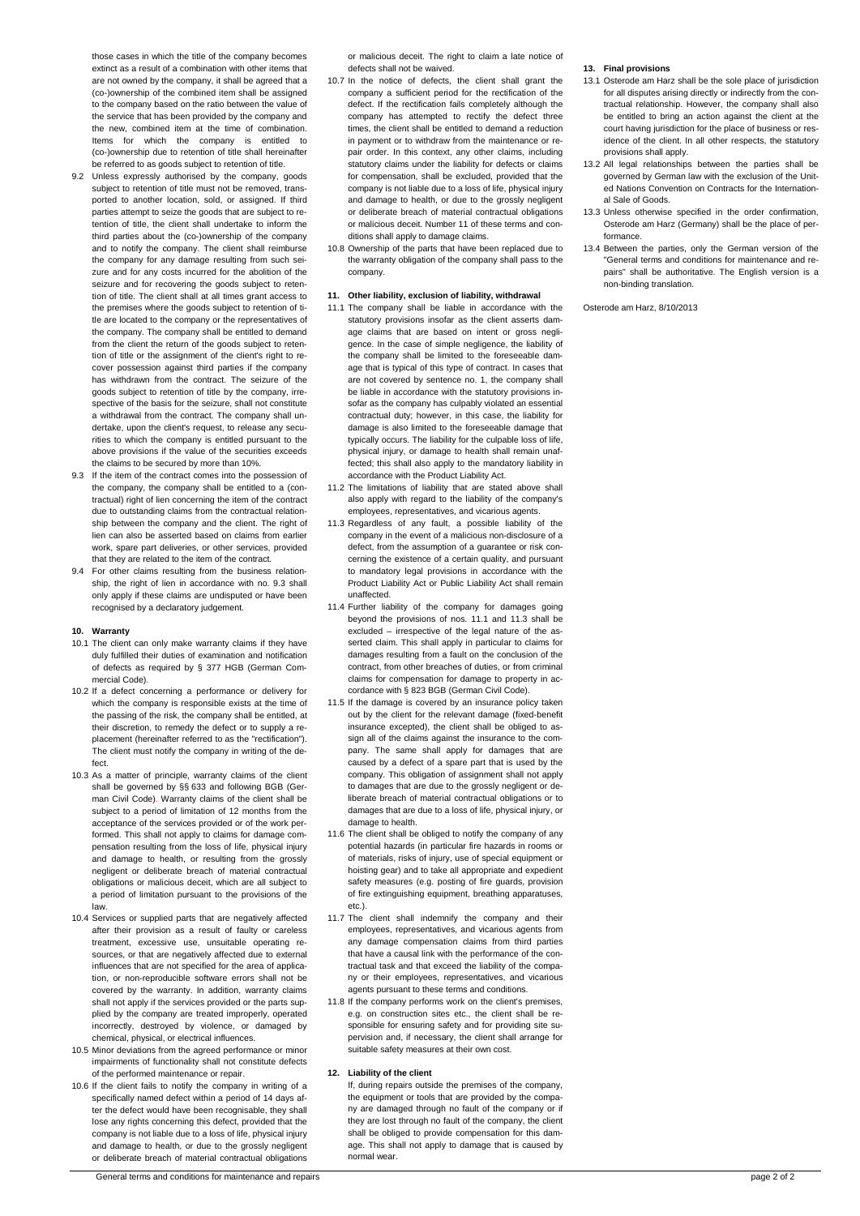those cases in which the title of the company becomes extinct as a result of a combination with other items that are not owned by the company, it shall be agreed that a (co-)ownership of the combined item shall be assigned to the company based on the ratio between the value of the service that has been provided by the company and the new, combined item at the time of combination. Items for which the company is entitled to (co-)ownership due to retention of title shall hereinafter be referred to as goods subject to retention of title.

9.2 Unless expressly authorised by the company, goods subject to retention of title must not be removed, transported to another location, sold, or assigned. If third parties attempt to seize the goods that are subject to retention of title, the client shall undertake to inform the third parties about the (co-)ownership of the company and to notify the company. The client shall reimburse the company for any damage resulting from such seizure and for any costs incurred for the abolition of the seizure and for recovering the goods subject to retention of title. The client shall at all times grant access to the premises where the goods subject to retention of title are located to the company or the representatives of the company. The company shall be entitled to demand from the client the return of the goods subject to retention of title or the assignment of the client's right to recover possession against third parties if the company has withdrawn from the contract. The seizure of the goods subject to retention of title by the company, irrespective of the basis for the seizure, shall not constitute a withdrawal from the contract. The company shall undertake, upon the client's request, to release any securities to which the company is entitled pursuant to the above provisions if the value of the securities exceeds the claims to be secured by more than 10%.

9.3 If the item of the contract comes into the possession of the company, the company shall be entitled to a (contractual) right of lien concerning the item of the contract due to outstanding claims from the contractual relationship between the company and the client. The right of lien can also be asserted based on claims from earlier work, spare part deliveries, or other services, provided that they are related to the item of the contract.

9.4 For other claims resulting from the business relationship, the right of lien in accordance with no. 9.3 shall only apply if these claims are undisputed or have been recognised by a declaratory judgement.

### 10. Warranty

10.1 The client can only make warranty claims if they have duly fulfilled their duties of examination and notification of defects as required by § 377 HGB (German Commercial Code).

10.2 If a defect concerning a performance or delivery for which the company is responsible exists at the time of the passing of the risk, the company shall be entitled, at their discretion, to remedy the defect or to supply a replacement (hereinafter referred to as the "rectification"). The client must notify the company in writing of the defect.

10.3 As a matter of principle, warranty claims of the client shall be governed by §§ 633 and following BGB (German Civil Code). Warranty claims of the client shall be subject to a period of limitation of 12 months from the acceptance of the services provided or of the work performed. This shall not apply to claims for damage compensation resulting from the loss of life, physical injury and damage to health, or resulting from the grossly negligent or deliberate breach of material contractual obligations or malicious deceit, which are all subject to a period of limitation pursuant to the provisions of the law.

10.4 Services or supplied parts that are negatively affected after their provision as a result of faulty or careless treatment, excessive use, unsuitable operating resources, or that are negatively affected due to external influences that are not specified for the area of application, or non-reproducible software errors shall not be covered by the warranty. In addition, warranty claims shall not apply if the services provided or the parts supplied by the company are treated improperly, operated incorrectly, destroyed by violence, or damaged by chemical, physical, or electrical influences.

10.5 Minor deviations from the agreed performance or minor impairments of functionality shall not constitute defects of the performed maintenance or repair.

10.6 If the client fails to notify the company in writing of a specifically named defect within a period of 14 days after the defect would have been recognisable, they shall lose any rights concerning this defect, provided that the company is not liable due to a loss of life, physical injury and damage to health, or due to the grossly negligent or deliberate breach of material contractual obligations or malicious deceit. The right to claim a late notice of defects shall not be waived.

10.7 In the notice of defects, the client shall grant the company a sufficient period for the rectification of the defect. If the rectification fails completely although the company has attempted to rectify the defect three times, the client shall be entitled to demand a reduction in payment or to withdraw from the maintenance or repair order. In this context, any other claims, including statutory claims under the liability for defects or claims for compensation, shall be excluded, provided that the company is not liable due to a loss of life, physical injury and damage to health, or due to the grossly negligent or deliberate breach of material contractual obligations or malicious deceit. Number 11 of these terms and conditions shall apply to damage claims.

10.8 Ownership of the parts that have been replaced due to the warranty obligation of the company shall pass to the company.

### 11. Other liability, exclusion of liability, withdrawal

11.1 The company shall be liable in accordance with the statutory provisions insofar as the client asserts damage claims that are based on intent or gross negligence. In the case of simple negligence, the liability of the company shall be limited to the foreseeable damage that is typical of this type of contract. In cases that are not covered by sentence no. 1, the company shall be liable in accordance with the statutory provisions insofar as the company has culpably violated an essential contractual duty; however, in this case, the liability for damage is also limited to the foreseeable damage that typically occurs. The liability for the culpable loss of life, physical injury, or damage to health shall remain unaffected; this shall also apply to the mandatory liability in accordance with the Product Liability Act.

11.2 The limitations of liability that are stated above shall also apply with regard to the liability of the company's employees, representatives, and vicarious agents.

11.3 Regardless of any fault, a possible liability of the company in the event of a malicious non-disclosure of a defect, from the assumption of a guarantee or risk concerning the existence of a certain quality, and pursuant to mandatory legal provisions in accordance with the Product Liability Act or Public Liability Act shall remain unaffected.

11.4 Further liability of the company for damages going beyond the provisions of nos. 11.1 and 11.3 shall be excluded – irrespective of the legal nature of the asserted claim. This shall apply in particular to claims for damages resulting from a fault on the conclusion of the contract, from other breaches of duties, or from criminal claims for compensation for damage to property in accordance with § 823 BGB (German Civil Code).

11.5 If the damage is covered by an insurance policy taken out by the client for the relevant damage (fixed-benefit insurance excepted), the client shall be obliged to assign all of the claims against the insurance to the company. The same shall apply for damages that are caused by a defect of a spare part that is used by the company. This obligation of assignment shall not apply to damages that are due to the grossly negligent or deliberate breach of material contractual obligations or to damages that are due to a loss of life, physical injury, or damage to health.

11.6 The client shall be obliged to notify the company of any potential hazards (in particular fire hazards in rooms or of materials, risks of injury, use of special equipment or hoisting gear) and to take all appropriate and expedient safety measures (e.g. posting of fire guards, provision of fire extinguishing equipment, breathing apparatuses, etc.).

11.7 The client shall indemnify the company and their employees, representatives, and vicarious agents from any damage compensation claims from third parties that have a causal link with the performance of the contractual task and that exceed the liability of the company or their employees, representatives, and vicarious agents pursuant to these terms and conditions.

11.8 If the company performs work on the client's premises, e.g. on construction sites etc., the client shall be responsible for ensuring safety and for providing site supervision and, if necessary, the client shall arrange for suitable safety measures at their own cost.

### 12. Liability of the client

If, during repairs outside the premises of the company, the equipment or tools that are provided by the company are damaged through no fault of the company or if they are lost through no fault of the company, the client shall be obliged to provide compensation for this damage. This shall not apply to damage that is caused by normal wear.

### 13. Final provisions

13.1 Osterode am Harz shall be the sole place of jurisdiction for all disputes arising directly or indirectly from the contractual relationship. However, the company shall also be entitled to bring an action against the client at the court having jurisdiction for the place of business or residence of the client. In all other respects, the statutory provisions shall apply.

13.2 All legal relationships between the parties shall be governed by German law with the exclusion of the United Nations Convention on Contracts for the International Sale of Goods.

13.3 Unless otherwise specified in the order confirmation, Osterode am Harz (Germany) shall be the place of performance.

13.4 Between the parties, only the German version of the "General terms and conditions for maintenance and repairs" shall be authoritative. The English version is a non-binding translation.

Osterode am Harz, 8/10/2013